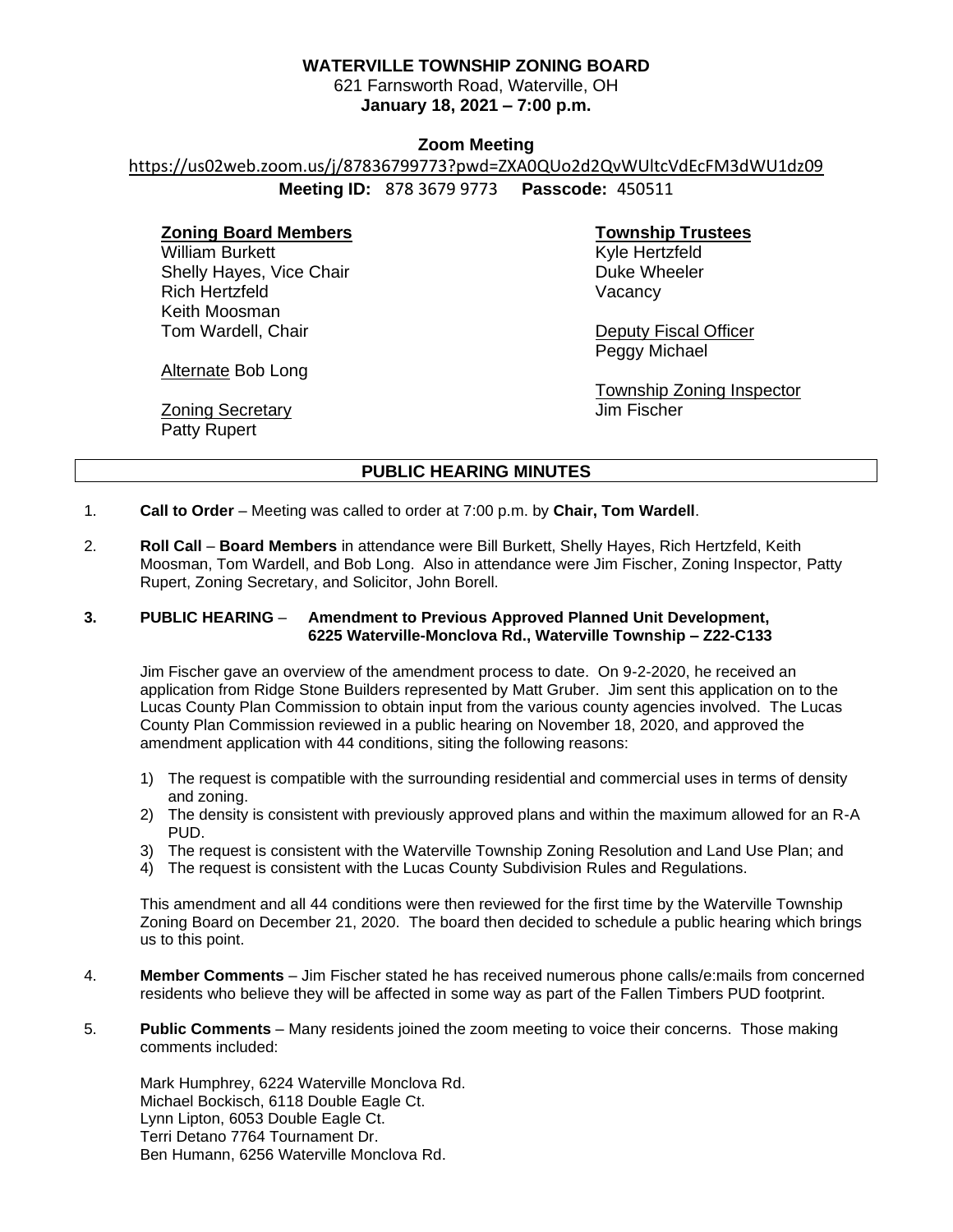# WATERVILLE TOWNSHIP ZONING BOARD

621 Farnsworth Road, Waterville, OH

**January 18, 2021 – 7:00 p.m.**

**Zoom Meeting**

https://us02web.zoom.us/j/87836799773?pwd=ZXA0QUo2d2QvWUltcVdEcFM3dWU1dz09

**Meeting ID:** 878 3679 9773 **Passcode:** 450511

**Zoning Board Members**
William Burkett
Shelly Hayes, Vice Chair
Rich Hertzfeld
Keith Moosman
Tom Wardell, Chair

Alternate Bob Long

Zoning Secretary
Patty Rupert

**Township Trustees**
Kyle Hertzfeld
Duke Wheeler
Vacancy

Deputy Fiscal Officer
Peggy Michael

Township Zoning Inspector
Jim Fischer

## PUBLIC HEARING MINUTES

1. **Call to Order** – Meeting was called to order at 7:00 p.m. by **Chair, Tom Wardell**.

2. **Roll Call** – **Board Members** in attendance were Bill Burkett, Shelly Hayes, Rich Hertzfeld, Keith Moosman, Tom Wardell, and Bob Long. Also in attendance were Jim Fischer, Zoning Inspector, Patty Rupert, Zoning Secretary, and Solicitor, John Borell.

3. **PUBLIC HEARING** – **Amendment to Previous Approved Planned Unit Development, 6225 Waterville-Monclova Rd., Waterville Township – Z22-C133**

   Jim Fischer gave an overview of the amendment process to date. On 9-2-2020, he received an application from Ridge Stone Builders represented by Matt Gruber. Jim sent this application on to the Lucas County Plan Commission to obtain input from the various county agencies involved. The Lucas County Plan Commission reviewed in a public hearing on November 18, 2020, and approved the amendment application with 44 conditions, siting the following reasons:

   1) The request is compatible with the surrounding residential and commercial uses in terms of density and zoning.
   2) The density is consistent with previously approved plans and within the maximum allowed for an R-A PUD.
   3) The request is consistent with the Waterville Township Zoning Resolution and Land Use Plan; and
   4) The request is consistent with the Lucas County Subdivision Rules and Regulations.

   This amendment and all 44 conditions were then reviewed for the first time by the Waterville Township Zoning Board on December 21, 2020. The board then decided to schedule a public hearing which brings us to this point.

4. **Member Comments** – Jim Fischer stated he has received numerous phone calls/e:mails from concerned residents who believe they will be affected in some way as part of the Fallen Timbers PUD footprint.

5. **Public Comments** – Many residents joined the zoom meeting to voice their concerns. Those making comments included:

   Mark Humphrey, 6224 Waterville Monclova Rd.
   Michael Bockisch, 6118 Double Eagle Ct.
   Lynn Lipton, 6053 Double Eagle Ct.
   Terri Detano 7764 Tournament Dr.
   Ben Humann, 6256 Waterville Monclova Rd.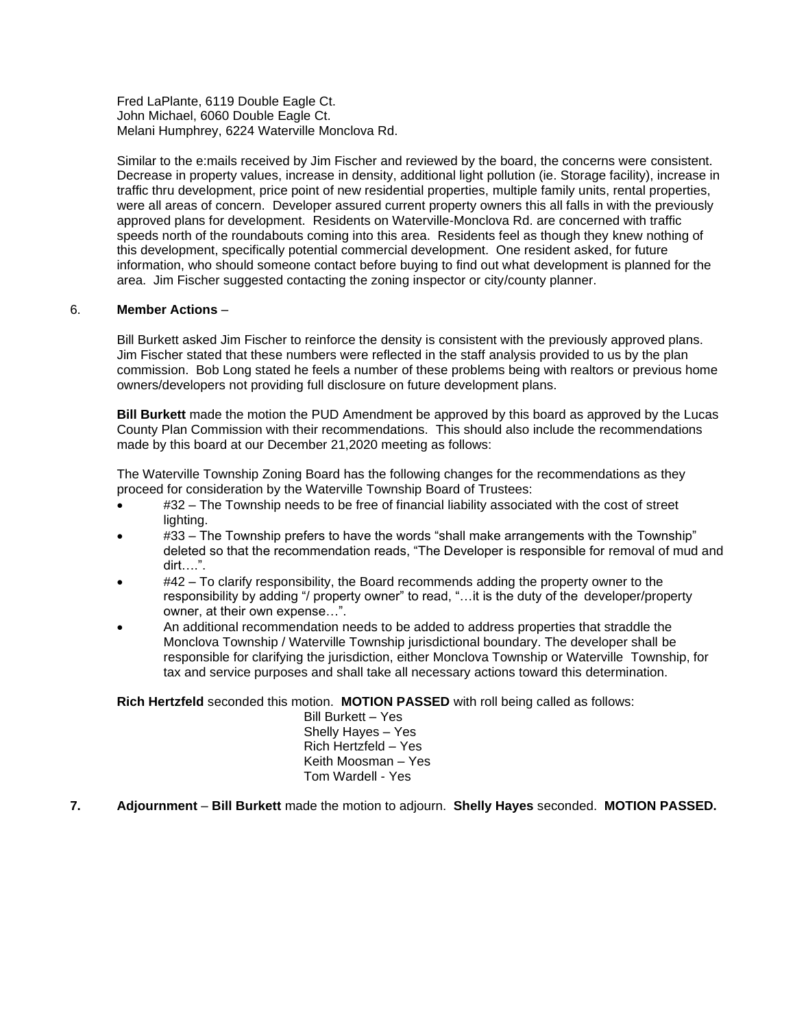Fred LaPlante, 6119 Double Eagle Ct.
John Michael, 6060 Double Eagle Ct.
Melani Humphrey, 6224 Waterville Monclova Rd.

Similar to the e:mails received by Jim Fischer and reviewed by the board, the concerns were consistent. Decrease in property values, increase in density, additional light pollution (ie. Storage facility), increase in traffic thru development, price point of new residential properties, multiple family units, rental properties, were all areas of concern. Developer assured current property owners this all falls in with the previously approved plans for development. Residents on Waterville-Monclova Rd. are concerned with traffic speeds north of the roundabouts coming into this area. Residents feel as though they knew nothing of this development, specifically potential commercial development. One resident asked, for future information, who should someone contact before buying to find out what development is planned for the area. Jim Fischer suggested contacting the zoning inspector or city/county planner.

6. **Member Actions** –

Bill Burkett asked Jim Fischer to reinforce the density is consistent with the previously approved plans. Jim Fischer stated that these numbers were reflected in the staff analysis provided to us by the plan commission. Bob Long stated he feels a number of these problems being with realtors or previous home owners/developers not providing full disclosure on future development plans.

**Bill Burkett** made the motion the PUD Amendment be approved by this board as approved by the Lucas County Plan Commission with their recommendations. This should also include the recommendations made by this board at our December 21,2020 meeting as follows:

The Waterville Township Zoning Board has the following changes for the recommendations as they proceed for consideration by the Waterville Township Board of Trustees:

- #32 – The Township needs to be free of financial liability associated with the cost of street lighting.
- #33 – The Township prefers to have the words "shall make arrangements with the Township" deleted so that the recommendation reads, "The Developer is responsible for removal of mud and dirt….".
- #42 – To clarify responsibility, the Board recommends adding the property owner to the responsibility by adding "/ property owner" to read, "…it is the duty of the developer/property owner, at their own expense…".
- An additional recommendation needs to be added to address properties that straddle the Monclova Township / Waterville Township jurisdictional boundary. The developer shall be responsible for clarifying the jurisdiction, either Monclova Township or Waterville Township, for tax and service purposes and shall take all necessary actions toward this determination.

**Rich Hertzfeld** seconded this motion. **MOTION PASSED** with roll being called as follows:

Bill Burkett – Yes
Shelly Hayes – Yes
Rich Hertzfeld – Yes
Keith Moosman – Yes
Tom Wardell - Yes

**7. Adjournment** – **Bill Burkett** made the motion to adjourn. **Shelly Hayes** seconded. **MOTION PASSED.**